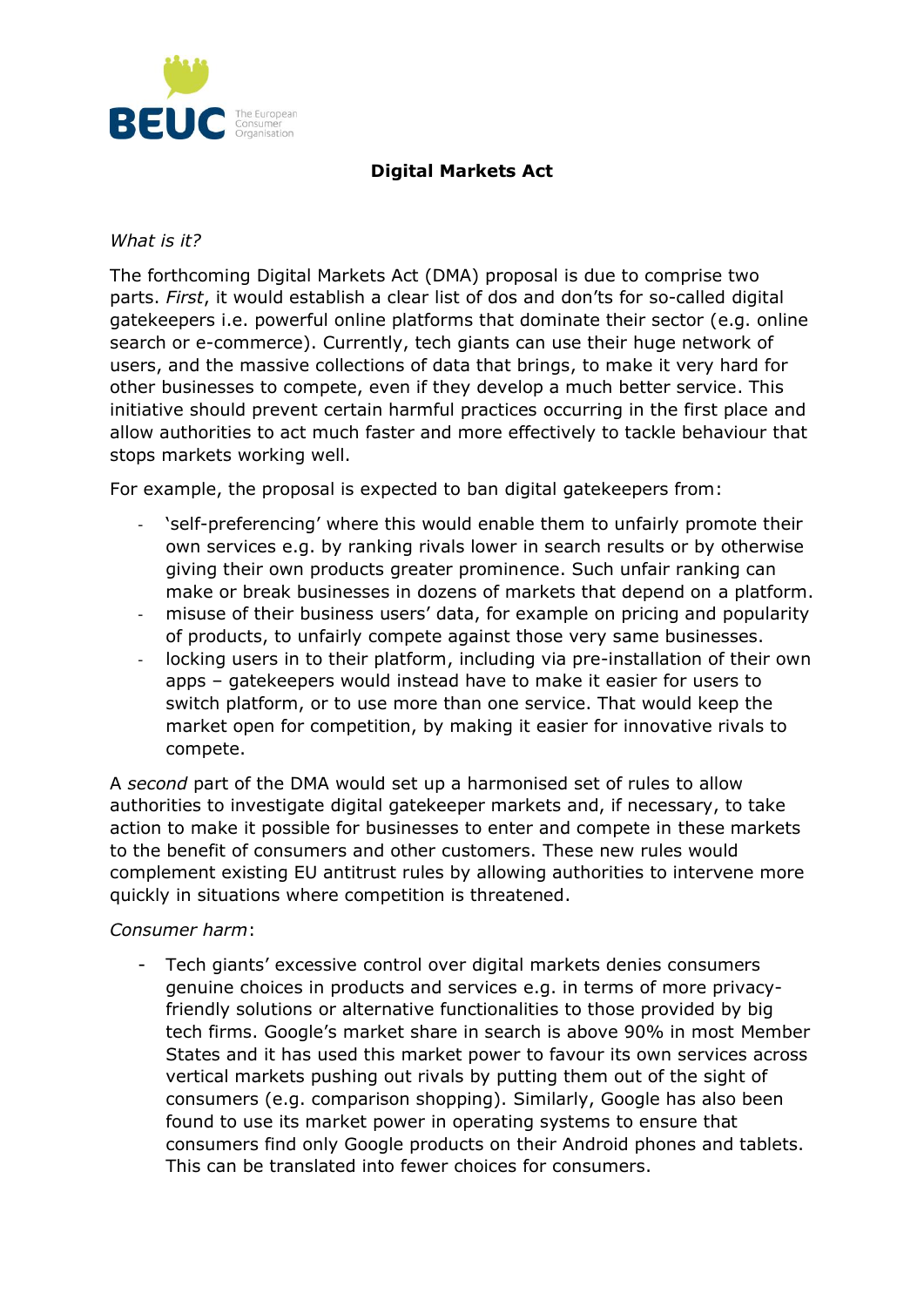# Digital Markets Act

*What is it?*

The forthcoming Digital Markets Act (DMA) proposal is due to comprise two parts. *First*, it would establish a clear list of dos and don'ts for so-called digital gatekeepers i.e. powerful online platforms that dominate their sector (e.g. online search or e-commerce). Currently, tech giants can use their huge network of users, and the massive collections of data that brings, to make it very hard for other businesses to compete, even if they develop a much better service. This initiative should prevent certain harmful practices occurring in the first place and allow authorities to act much faster and more effectively to tackle behaviour that stops markets working well.

For example, the proposal is expected to ban digital gatekeepers from:

- 'self-preferencing' where this would enable them to unfairly promote their own services e.g. by ranking rivals lower in search results or by otherwise giving their own products greater prominence. Such unfair ranking can make or break businesses in dozens of markets that depend on a platform.
- misuse of their business users' data, for example on pricing and popularity of products, to unfairly compete against those very same businesses.
- locking users in to their platform, including via pre-installation of their own apps – gatekeepers would instead have to make it easier for users to switch platform, or to use more than one service. That would keep the market open for competition, by making it easier for innovative rivals to compete.

A *second* part of the DMA would set up a harmonised set of rules to allow authorities to investigate digital gatekeeper markets and, if necessary, to take action to make it possible for businesses to enter and compete in these markets to the benefit of consumers and other customers. These new rules would complement existing EU antitrust rules by allowing authorities to intervene more quickly in situations where competition is threatened.

*Consumer harm*:

- Tech giants' excessive control over digital markets denies consumers genuine choices in products and services e.g. in terms of more privacy-friendly solutions or alternative functionalities to those provided by big tech firms. Google's market share in search is above 90% in most Member States and it has used this market power to favour its own services across vertical markets pushing out rivals by putting them out of the sight of consumers (e.g. comparison shopping). Similarly, Google has also been found to use its market power in operating systems to ensure that consumers find only Google products on their Android phones and tablets. This can be translated into fewer choices for consumers.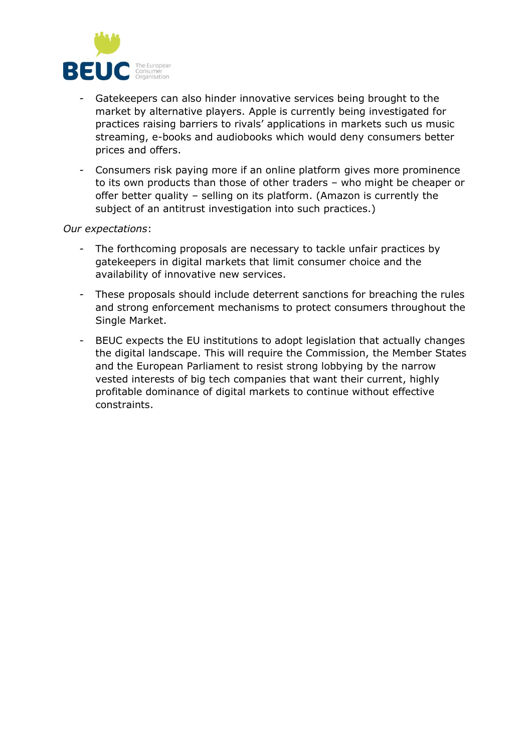- Gatekeepers can also hinder innovative services being brought to the market by alternative players. Apple is currently being investigated for practices raising barriers to rivals' applications in markets such us music streaming, e-books and audiobooks which would deny consumers better prices and offers.
- Consumers risk paying more if an online platform gives more prominence to its own products than those of other traders – who might be cheaper or offer better quality – selling on its platform. (Amazon is currently the subject of an antitrust investigation into such practices.)

*Our expectations*:

- The forthcoming proposals are necessary to tackle unfair practices by gatekeepers in digital markets that limit consumer choice and the availability of innovative new services.
- These proposals should include deterrent sanctions for breaching the rules and strong enforcement mechanisms to protect consumers throughout the Single Market.
- BEUC expects the EU institutions to adopt legislation that actually changes the digital landscape. This will require the Commission, the Member States and the European Parliament to resist strong lobbying by the narrow vested interests of big tech companies that want their current, highly profitable dominance of digital markets to continue without effective constraints.